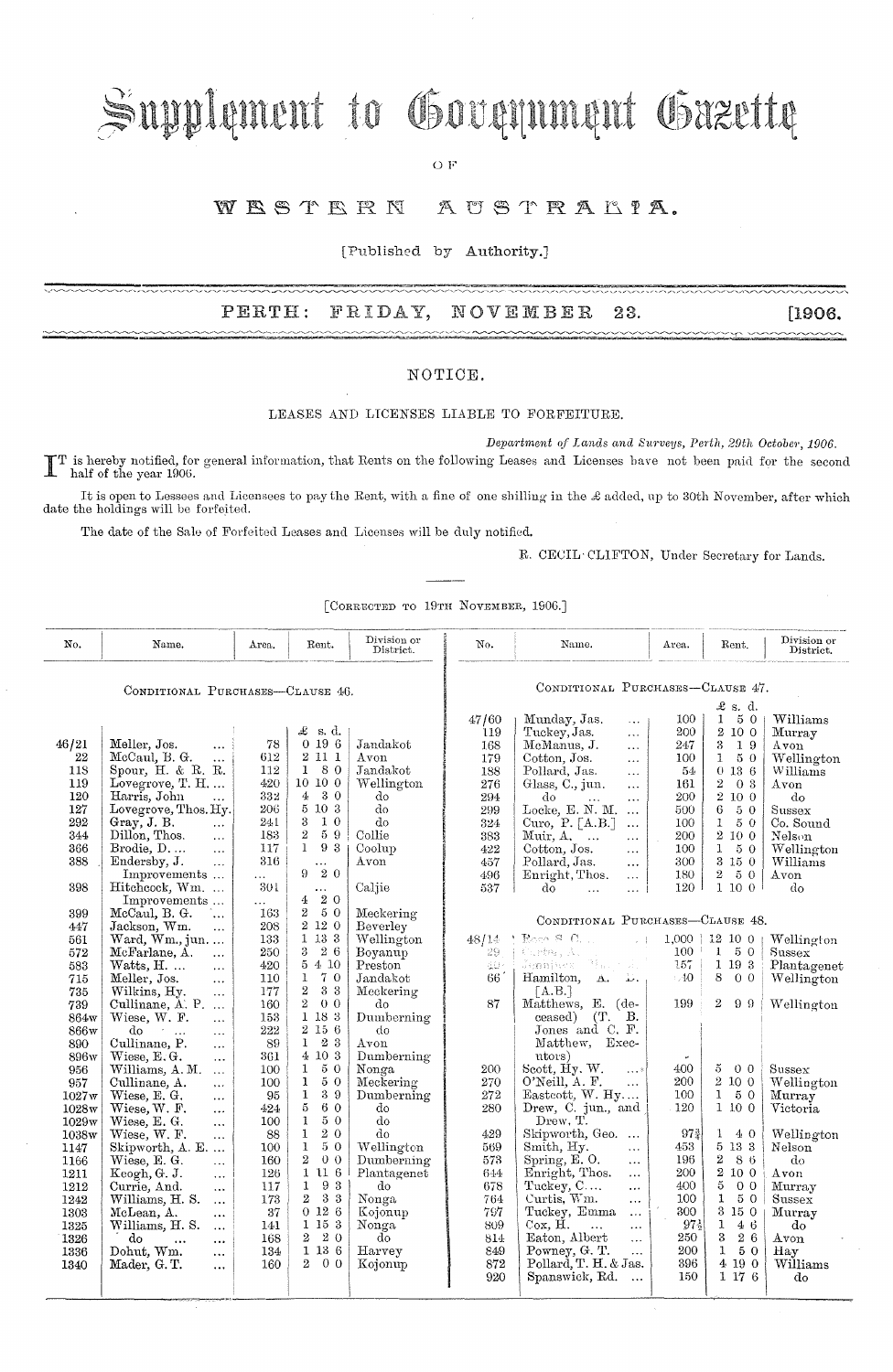# Supplement to Government Gazette

OF

## WESTERN AUSTRALIA.

[Published by Authority.]

PERTH: FRIDAY, NOVEMBER 23. [1906.

## NOTICE.

### LEASES AND LICENSES LIABLE TO FORFEITURE.

*Department of Lands and Surveys, Perth, 29th October, 1906.*

IT is hereby notified, for general information, that Rents on the following Leases and Licenses have not been paid for the second half of the year 1906.

It is open to Lessees and Licensees to pay the Rent, with a fine of one shilling in the £ added, up to 30th November, after which date the holdings will be forfeited.

The date of the Sale of Forfeited Leases and Licenses will be duly notified.

R. CECIL CLIFTON, Under Secretary for Lands.

[CORRECTED TO 19TH NOVEMBER, 1906.]

### CONDITIONAL PURCHASES—CLAUSE 46.

| No. | Name. | Area. | Rent. £ s. d. | Division or District. |
|---|---|---|---|---|
| 46/21 | Meller, Jos. | 78 | 0 19 6 | Jandakot |
| 22 | McCaul, B. G. | 612 | 2 11 1 | Avon |
| 118 | Spour, H. & R. R. | 112 | 1 8 0 | Jandakot |
| 119 | Lovegrove, T. H. | 420 | 10 10 0 | Wellington |
| 120 | Harris, John | 332 | 4 3 0 | do |
| 127 | Lovegrove, Thos. Hy. | 206 | 5 10 3 | do |
| 292 | Gray, J. B. | 241 | 3 1 0 | do |
| 344 | Dillon, Thos. | 183 | 2 5 9 | Collie |
| 366 | Brodie, D. | 117 | 1 9 3 | Coolup |
| 388 | Endersby, J. | 316 | ... | Avon |
| | Improvements | ... | 9 2 0 | |
| 398 | Hitchcock, Wm. | 301 | ... | Caljie |
| | Improvements | ... | 4 2 0 | |
| 399 | McCaul, B. G. | 163 | 2 5 0 | Meckering |
| 447 | Jackson, Wm. | 208 | 2 12 0 | Beverley |
| 561 | Ward, Wm., jun. | 133 | 1 13 3 | Wellington |
| 572 | McFarlane, A. | 250 | 3 2 6 | Boyanup |
| 583 | Watts, H. | 420 | 5 4 10 | Preston |
| 715 | Meller, Jos. | 110 | 1 7 0 | Jandakot |
| 735 | Wilkins, Hy. | 177 | 2 3 3 | Meckering |
| 739 | Cullinane, A. P. | 160 | 2 0 0 | do |
| 864w | Wiese, W. F. | 153 | 1 18 3 | Dumberning |
| 866w | do | 222 | 2 15 6 | do |
| 890 | Cullinane, P. | 89 | 1 2 3 | Avon |
| 896w | Wiese, E. G. | 361 | 4 10 3 | Dumberning |
| 956 | Williams, A. M. | 100 | 1 5 0 | Nonga |
| 957 | Cullinane, A. | 100 | 1 5 0 | Meckering |
| 1027w | Wiese, E. G. | 95 | 1 3 9 | Dumberning |
| 1028w | Wiese, W. F. | 424 | 5 6 0 | do |
| 1029w | Wiese, E. G. | 100 | 1 5 0 | do |
| 1038w | Wiese, W. F. | 88 | 1 2 0 | do |
| 1147 | Skipworth, A. E. | 100 | 1 5 0 | Wellington |
| 1166 | Wiese, E. G. | 160 | 2 0 0 | Dumberning |
| 1211 | Keogh, G. J. | 126 | 1 11 6 | Plantagenet |
| 1212 | Currie, And. | 117 | 1 9 3 | do |
| 1242 | Williams, H. S. | 173 | 2 3 3 | Nonga |
| 1303 | McLean, A. | 37 | 0 12 6 | Kojonup |
| 1325 | Williams, H. S. | 141 | 1 15 3 | Nonga |
| 1326 | do | 168 | 2 2 0 | do |
| 1336 | Dohut, Wm. | 134 | 1 13 6 | Harvey |
| 1340 | Mader, G. T. | 160 | 2 0 0 | Kojonup |

### CONDITIONAL PURCHASES—CLAUSE 47.

| No. | Name. | Area. | Rent. £ s. d. | Division or District. |
|---|---|---|---|---|
| 47/60 | Munday, Jas. | 100 | 1 5 0 | Williams |
| 119 | Tuckey, Jas. | 200 | 2 10 0 | Murray |
| 168 | McManus, J. | 247 | 3 1 9 | Avon |
| 179 | Cotton, Jos. | 100 | 1 5 0 | Wellington |
| 188 | Pollard, Jas. | 54 | 0 13 6 | Williams |
| 276 | Glass, C., jun. | 161 | 2 0 3 | Avon |
| 294 | do | 200 | 2 10 0 | do |
| 299 | Locke, E. N. M. | 500 | 6 5 0 | Sussex |
| 324 | Curo, P. [A.B.] | 100 | 1 5 0 | Co. Sound |
| 383 | Muir, A. | 200 | 2 10 0 | Nelson |
| 422 | Cotton, Jos. | 100 | 1 5 0 | Wellington |
| 457 | Pollard, Jas. | 300 | 3 15 0 | Williams |
| 496 | Enright, Thos. | 180 | 2 5 0 | Avon |
| 537 | do | 120 | 1 10 0 | do |

### CONDITIONAL PURCHASES—CLAUSE 48.

| No. | Name. | Area. | Rent. £ s. d. | Division or District. |
|---|---|---|---|---|
| 48/14 | Rose, S. C. | 1,000 | 12 10 0 | Wellington |
| 29 | Curtis, A. | 100 | 1 5 0 | Sussex |
| 40 | Spanbes, ... | 157 | 1 19 3 | Plantagenet |
| 66 | Hamilton, A. D. [A.B.] | 40 | 8 0 0 | Wellington |
| 87 | Matthews, E. (deceased) (T. B. Jones and C. F. Matthew, Executors) | 199 | 2 9 9 | Wellington |
| 200 | Scott, Hy. W. | 400 | 5 0 0 | Sussex |
| 270 | O'Neill, A. F. | 200 | 2 10 0 | Wellington |
| 272 | Eastcott, W. Hy. | 100 | 1 5 0 | Murray |
| 280 | Drew, C. jun., and Drew, T. | 120 | 1 10 0 | Victoria |
| 429 | Skipworth, Geo. | 97¾ | 1 4 0 | Wellington |
| 569 | Smith, Hy. | 453 | 5 13 3 | Nelson |
| 573 | Spring, E. O. | 196 | 2 8 6 | do |
| 644 | Enright, Thos. | 200 | 2 10 0 | Avon |
| 678 | Tuckey, C. | 400 | 5 0 0 | Murray |
| 764 | Curtis, Wm. | 100 | 1 5 0 | Sussex |
| 797 | Tuckey, Emma | 300 | 3 15 0 | Murray |
| 809 | Cox, H. | 97½ | 1 4 6 | do |
| 814 | Eaton, Albert | 250 | 3 2 6 | Avon |
| 849 | Powney, G. T. | 200 | 1 5 0 | Hay |
| 872 | Pollard, T. H. & Jas. | 396 | 4 19 0 | Williams |
| 920 | Spanswick, Rd. | 150 | 1 17 6 | do |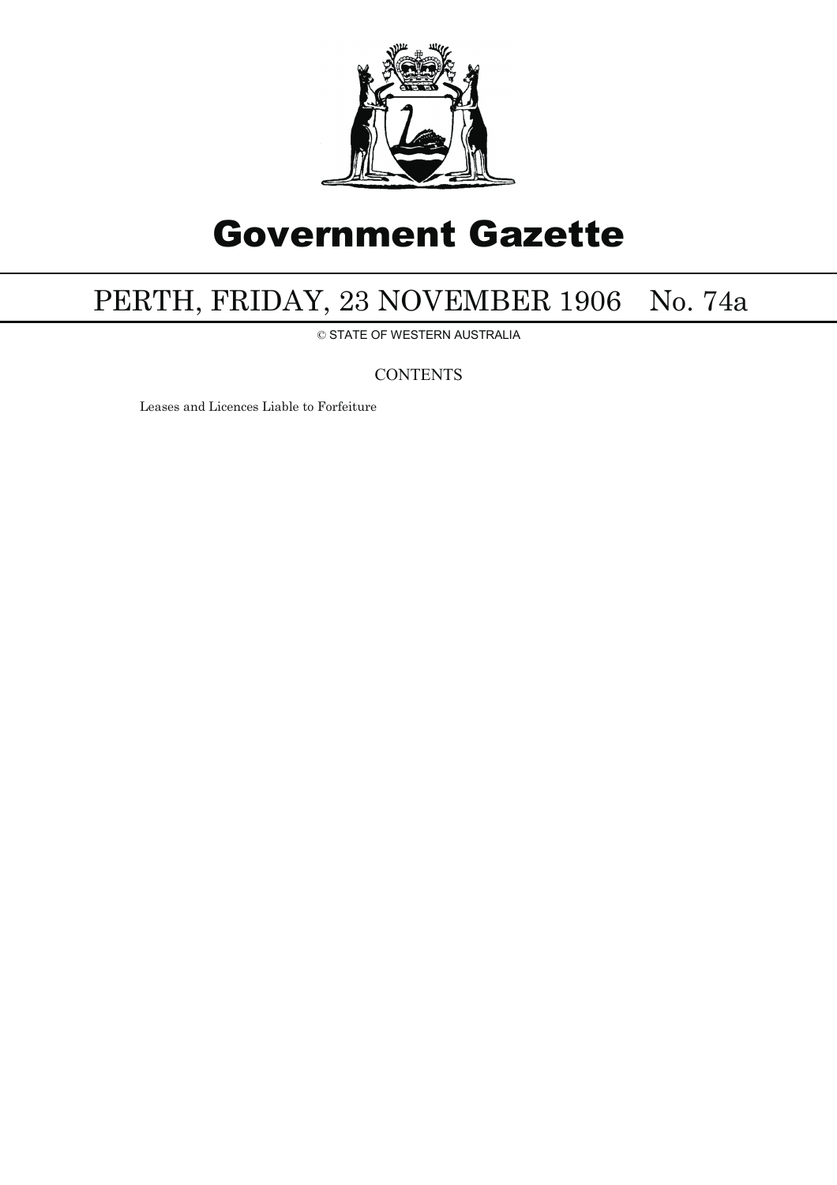# Government Gazette

## PERTH, FRIDAY, 23 NOVEMBER 1906 No. 74a

© STATE OF WESTERN AUSTRALIA

CONTENTS

Leases and Licences Liable to Forfeiture